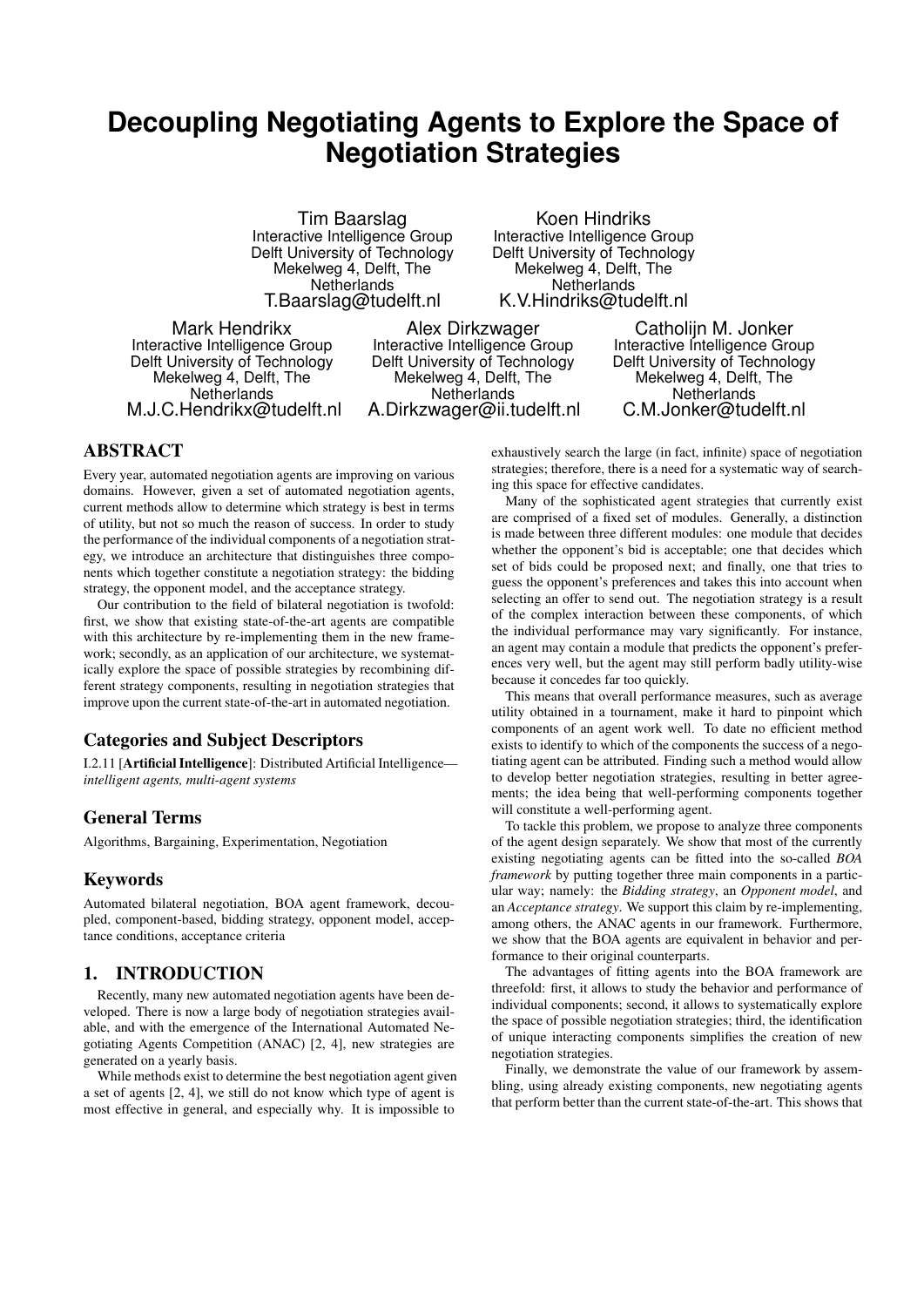# Decoupling Negotiating Agents to Explore the Space of Negotiation Strategies

Tim Baarslag
Interactive Intelligence Group
Delft University of Technology
Mekelweg 4, Delft, The Netherlands
T.Baarslag@tudelft.nl

Koen Hindriks
Interactive Intelligence Group
Delft University of Technology
Mekelweg 4, Delft, The Netherlands
K.V.Hindriks@tudelft.nl

Mark Hendrikx
Interactive Intelligence Group
Delft University of Technology
Mekelweg 4, Delft, The Netherlands
M.J.C.Hendrikx@tudelft.nl

Alex Dirkzwager
Interactive Intelligence Group
Delft University of Technology
Mekelweg 4, Delft, The Netherlands
A.Dirkzwager@ii.tudelft.nl

Catholijn M. Jonker
Interactive Intelligence Group
Delft University of Technology
Mekelweg 4, Delft, The Netherlands
C.M.Jonker@tudelft.nl

## ABSTRACT

Every year, automated negotiation agents are improving on various domains. However, given a set of automated negotiation agents, current methods allow to determine which strategy is best in terms of utility, but not so much the reason of success. In order to study the performance of the individual components of a negotiation strategy, we introduce an architecture that distinguishes three components which together constitute a negotiation strategy: the bidding strategy, the opponent model, and the acceptance strategy.

Our contribution to the field of bilateral negotiation is twofold: first, we show that existing state-of-the-art agents are compatible with this architecture by re-implementing them in the new framework; secondly, as an application of our architecture, we systematically explore the space of possible strategies by recombining different strategy components, resulting in negotiation strategies that improve upon the current state-of-the-art in automated negotiation.

### Categories and Subject Descriptors

I.2.11 [**Artificial Intelligence**]: Distributed Artificial Intelligence—*intelligent agents, multi-agent systems*

### General Terms

Algorithms, Bargaining, Experimentation, Negotiation

### Keywords

Automated bilateral negotiation, BOA agent framework, decoupled, component-based, bidding strategy, opponent model, acceptance conditions, acceptance criteria

## 1. INTRODUCTION

Recently, many new automated negotiation agents have been developed. There is now a large body of negotiation strategies available, and with the emergence of the International Automated Negotiating Agents Competition (ANAC) [2, 4], new strategies are generated on a yearly basis.

While methods exist to determine the best negotiation agent given a set of agents [2, 4], we still do not know which type of agent is most effective in general, and especially why. It is impossible to exhaustively search the large (in fact, infinite) space of negotiation strategies; therefore, there is a need for a systematic way of searching this space for effective candidates.

Many of the sophisticated agent strategies that currently exist are comprised of a fixed set of modules. Generally, a distinction is made between three different modules: one module that decides whether the opponent's bid is acceptable; one that decides which set of bids could be proposed next; and finally, one that tries to guess the opponent's preferences and takes this into account when selecting an offer to send out. The negotiation strategy is a result of the complex interaction between these components, of which the individual performance may vary significantly. For instance, an agent may contain a module that predicts the opponent's preferences very well, but the agent may still perform badly utility-wise because it concedes far too quickly.

This means that overall performance measures, such as average utility obtained in a tournament, make it hard to pinpoint which components of an agent work well. To date no efficient method exists to identify to which of the components the success of a negotiating agent can be attributed. Finding such a method would allow to develop better negotiation strategies, resulting in better agreements; the idea being that well-performing components together will constitute a well-performing agent.

To tackle this problem, we propose to analyze three components of the agent design separately. We show that most of the currently existing negotiating agents can be fitted into the so-called *BOA framework* by putting together three main components in a particular way; namely: the *Bidding strategy*, an *Opponent model*, and an *Acceptance strategy*. We support this claim by re-implementing, among others, the ANAC agents in our framework. Furthermore, we show that the BOA agents are equivalent in behavior and performance to their original counterparts.

The advantages of fitting agents into the BOA framework are threefold: first, it allows to study the behavior and performance of individual components; second, it allows to systematically explore the space of possible negotiation strategies; third, the identification of unique interacting components simplifies the creation of new negotiation strategies.

Finally, we demonstrate the value of our framework by assembling, using already existing components, new negotiating agents that perform better than the current state-of-the-art. This shows that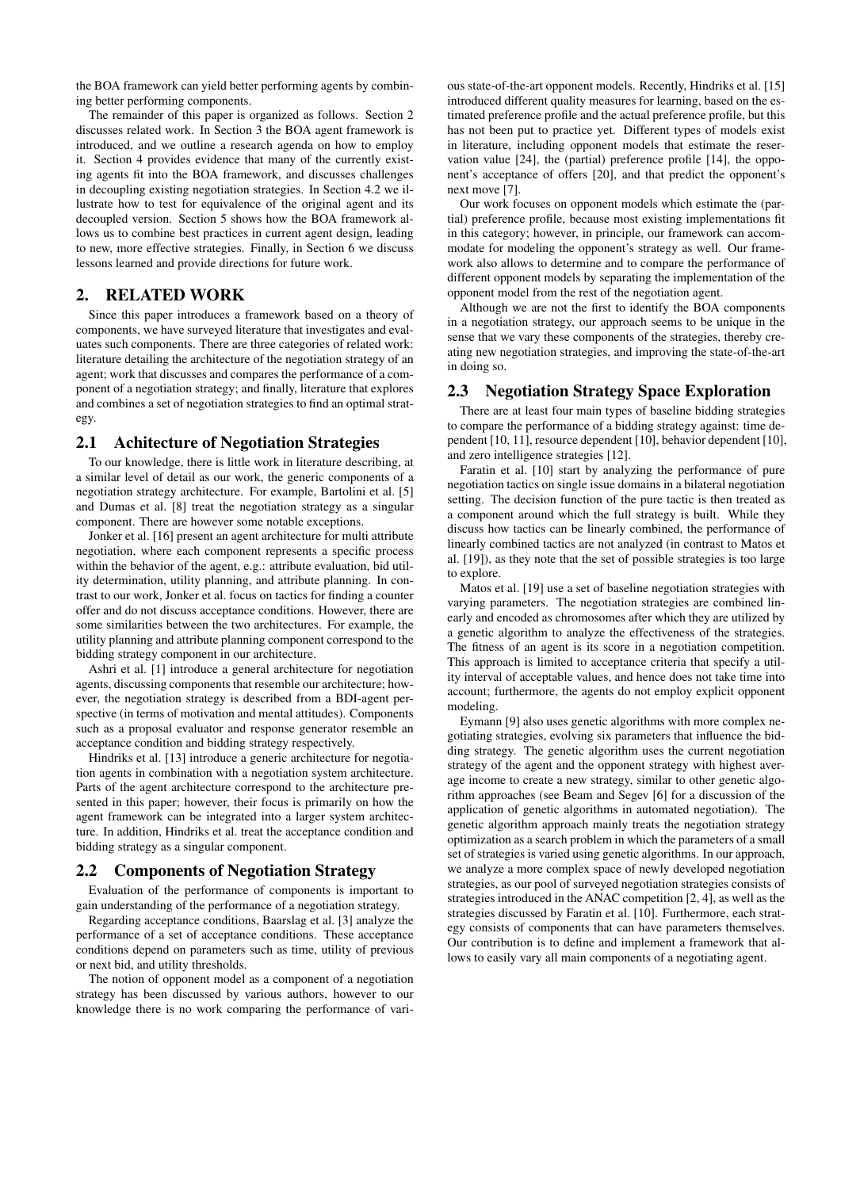the BOA framework can yield better performing agents by combining better performing components.

The remainder of this paper is organized as follows. Section 2 discusses related work. In Section 3 the BOA agent framework is introduced, and we outline a research agenda on how to employ it. Section 4 provides evidence that many of the currently existing agents fit into the BOA framework, and discusses challenges in decoupling existing negotiation strategies. In Section 4.2 we illustrate how to test for equivalence of the original agent and its decoupled version. Section 5 shows how the BOA framework allows us to combine best practices in current agent design, leading to new, more effective strategies. Finally, in Section 6 we discuss lessons learned and provide directions for future work.

## 2. RELATED WORK

Since this paper introduces a framework based on a theory of components, we have surveyed literature that investigates and evaluates such components. There are three categories of related work: literature detailing the architecture of the negotiation strategy of an agent; work that discusses and compares the performance of a component of a negotiation strategy; and finally, literature that explores and combines a set of negotiation strategies to find an optimal strategy.

### 2.1 Achitecture of Negotiation Strategies

To our knowledge, there is little work in literature describing, at a similar level of detail as our work, the generic components of a negotiation strategy architecture. For example, Bartolini et al. [5] and Dumas et al. [8] treat the negotiation strategy as a singular component. There are however some notable exceptions.

Jonker et al. [16] present an agent architecture for multi attribute negotiation, where each component represents a specific process within the behavior of the agent, e.g.: attribute evaluation, bid utility determination, utility planning, and attribute planning. In contrast to our work, Jonker et al. focus on tactics for finding a counter offer and do not discuss acceptance conditions. However, there are some similarities between the two architectures. For example, the utility planning and attribute planning component correspond to the bidding strategy component in our architecture.

Ashri et al. [1] introduce a general architecture for negotiation agents, discussing components that resemble our architecture; however, the negotiation strategy is described from a BDI-agent perspective (in terms of motivation and mental attitudes). Components such as a proposal evaluator and response generator resemble an acceptance condition and bidding strategy respectively.

Hindriks et al. [13] introduce a generic architecture for negotiation agents in combination with a negotiation system architecture. Parts of the agent architecture correspond to the architecture presented in this paper; however, their focus is primarily on how the agent framework can be integrated into a larger system architecture. In addition, Hindriks et al. treat the acceptance condition and bidding strategy as a singular component.

### 2.2 Components of Negotiation Strategy

Evaluation of the performance of components is important to gain understanding of the performance of a negotiation strategy.

Regarding acceptance conditions, Baarslag et al. [3] analyze the performance of a set of acceptance conditions. These acceptance conditions depend on parameters such as time, utility of previous or next bid, and utility thresholds.

The notion of opponent model as a component of a negotiation strategy has been discussed by various authors, however to our knowledge there is no work comparing the performance of various state-of-the-art opponent models. Recently, Hindriks et al. [15] introduced different quality measures for learning, based on the estimated preference profile and the actual preference profile, but this has not been put to practice yet. Different types of models exist in literature, including opponent models that estimate the reservation value [24], the (partial) preference profile [14], the opponent's acceptance of offers [20], and that predict the opponent's next move [7].

Our work focuses on opponent models which estimate the (partial) preference profile, because most existing implementations fit in this category; however, in principle, our framework can accommodate for modeling the opponent's strategy as well. Our framework also allows to determine and to compare the performance of different opponent models by separating the implementation of the opponent model from the rest of the negotiation agent.

Although we are not the first to identify the BOA components in a negotiation strategy, our approach seems to be unique in the sense that we vary these components of the strategies, thereby creating new negotiation strategies, and improving the state-of-the-art in doing so.

### 2.3 Negotiation Strategy Space Exploration

There are at least four main types of baseline bidding strategies to compare the performance of a bidding strategy against: time dependent [10, 11], resource dependent [10], behavior dependent [10], and zero intelligence strategies [12].

Faratin et al. [10] start by analyzing the performance of pure negotiation tactics on single issue domains in a bilateral negotiation setting. The decision function of the pure tactic is then treated as a component around which the full strategy is built. While they discuss how tactics can be linearly combined, the performance of linearly combined tactics are not analyzed (in contrast to Matos et al. [19]), as they note that the set of possible strategies is too large to explore.

Matos et al. [19] use a set of baseline negotiation strategies with varying parameters. The negotiation strategies are combined linearly and encoded as chromosomes after which they are utilized by a genetic algorithm to analyze the effectiveness of the strategies. The fitness of an agent is its score in a negotiation competition. This approach is limited to acceptance criteria that specify a utility interval of acceptable values, and hence does not take time into account; furthermore, the agents do not employ explicit opponent modeling.

Eymann [9] also uses genetic algorithms with more complex negotiating strategies, evolving six parameters that influence the bidding strategy. The genetic algorithm uses the current negotiation strategy of the agent and the opponent strategy with highest average income to create a new strategy, similar to other genetic algorithm approaches (see Beam and Segev [6] for a discussion of the application of genetic algorithms in automated negotiation). The genetic algorithm approach mainly treats the negotiation strategy optimization as a search problem in which the parameters of a small set of strategies is varied using genetic algorithms. In our approach, we analyze a more complex space of newly developed negotiation strategies, as our pool of surveyed negotiation strategies consists of strategies introduced in the ANAC competition [2, 4], as well as the strategies discussed by Faratin et al. [10]. Furthermore, each strategy consists of components that can have parameters themselves. Our contribution is to define and implement a framework that allows to easily vary all main components of a negotiating agent.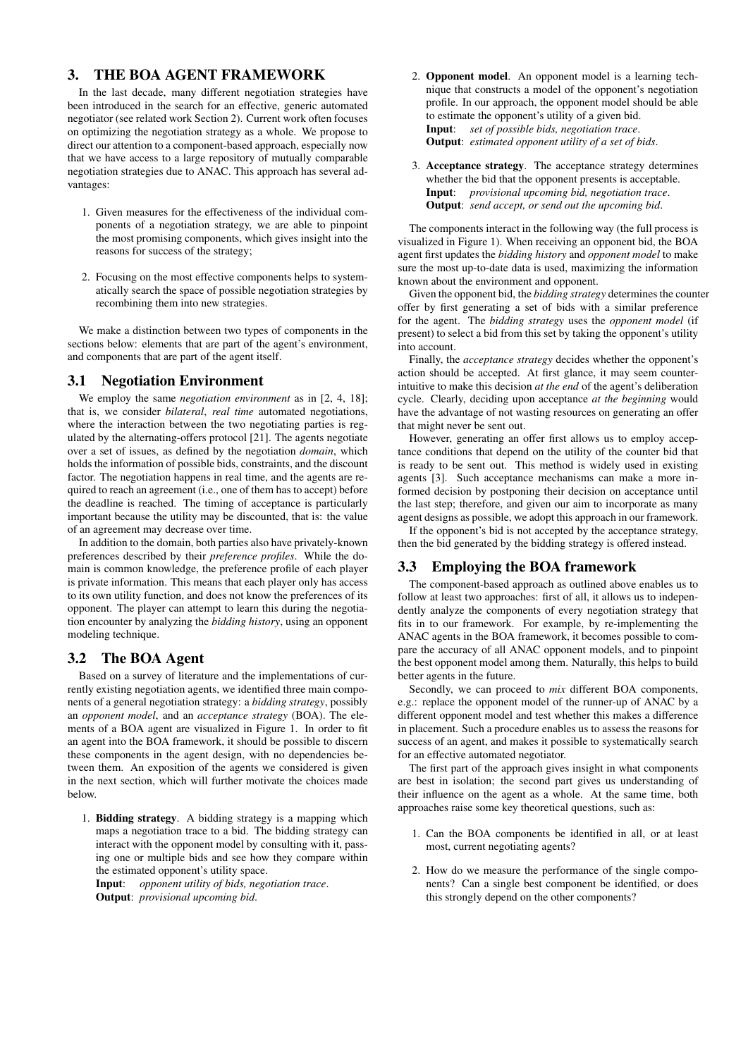## 3. THE BOA AGENT FRAMEWORK

In the last decade, many different negotiation strategies have been introduced in the search for an effective, generic automated negotiator (see related work Section 2). Current work often focuses on optimizing the negotiation strategy as a whole. We propose to direct our attention to a component-based approach, especially now that we have access to a large repository of mutually comparable negotiation strategies due to ANAC. This approach has several advantages:

1. Given measures for the effectiveness of the individual components of a negotiation strategy, we are able to pinpoint the most promising components, which gives insight into the reasons for success of the strategy;
2. Focusing on the most effective components helps to systematically search the space of possible negotiation strategies by recombining them into new strategies.

We make a distinction between two types of components in the sections below: elements that are part of the agent's environment, and components that are part of the agent itself.

### 3.1 Negotiation Environment

We employ the same *negotiation environment* as in [2, 4, 18]; that is, we consider *bilateral*, *real time* automated negotiations, where the interaction between the two negotiating parties is regulated by the alternating-offers protocol [21]. The agents negotiate over a set of issues, as defined by the negotiation *domain*, which holds the information of possible bids, constraints, and the discount factor. The negotiation happens in real time, and the agents are required to reach an agreement (i.e., one of them has to accept) before the deadline is reached. The timing of acceptance is particularly important because the utility may be discounted, that is: the value of an agreement may decrease over time.

In addition to the domain, both parties also have privately-known preferences described by their *preference profiles*. While the domain is common knowledge, the preference profile of each player is private information. This means that each player only has access to its own utility function, and does not know the preferences of its opponent. The player can attempt to learn this during the negotiation encounter by analyzing the *bidding history*, using an opponent modeling technique.

### 3.2 The BOA Agent

Based on a survey of literature and the implementations of currently existing negotiation agents, we identified three main components of a general negotiation strategy: a *bidding strategy*, possibly an *opponent model*, and an *acceptance strategy* (BOA). The elements of a BOA agent are visualized in Figure 1. In order to fit an agent into the BOA framework, it should be possible to discern these components in the agent design, with no dependencies between them. An exposition of the agents we considered is given in the next section, which will further motivate the choices made below.

1. **Bidding strategy**. A bidding strategy is a mapping which maps a negotiation trace to a bid. The bidding strategy can interact with the opponent model by consulting with it, passing one or multiple bids and see how they compare within the estimated opponent's utility space.
   **Input**: *opponent utility of bids, negotiation trace*.
   **Output**: *provisional upcoming bid*.
2. **Opponent model**. An opponent model is a learning technique that constructs a model of the opponent's negotiation profile. In our approach, the opponent model should be able to estimate the opponent's utility of a given bid.
   **Input**: *set of possible bids, negotiation trace*.
   **Output**: *estimated opponent utility of a set of bids*.
3. **Acceptance strategy**. The acceptance strategy determines whether the bid that the opponent presents is acceptable.
   **Input**: *provisional upcoming bid, negotiation trace*.
   **Output**: *send accept, or send out the upcoming bid*.

The components interact in the following way (the full process is visualized in Figure 1). When receiving an opponent bid, the BOA agent first updates the *bidding history* and *opponent model* to make sure the most up-to-date data is used, maximizing the information known about the environment and opponent.

Given the opponent bid, the *bidding strategy* determines the counter offer by first generating a set of bids with a similar preference for the agent. The *bidding strategy* uses the *opponent model* (if present) to select a bid from this set by taking the opponent's utility into account.

Finally, the *acceptance strategy* decides whether the opponent's action should be accepted. At first glance, it may seem counter-intuitive to make this decision *at the end* of the agent's deliberation cycle. Clearly, deciding upon acceptance *at the beginning* would have the advantage of not wasting resources on generating an offer that might never be sent out.

However, generating an offer first allows us to employ acceptance conditions that depend on the utility of the counter bid that is ready to be sent out. This method is widely used in existing agents [3]. Such acceptance mechanisms can make a more informed decision by postponing their decision on acceptance until the last step; therefore, and given our aim to incorporate as many agent designs as possible, we adopt this approach in our framework.

If the opponent's bid is not accepted by the acceptance strategy, then the bid generated by the bidding strategy is offered instead.

### 3.3 Employing the BOA framework

The component-based approach as outlined above enables us to follow at least two approaches: first of all, it allows us to independently analyze the components of every negotiation strategy that fits in to our framework. For example, by re-implementing the ANAC agents in the BOA framework, it becomes possible to compare the accuracy of all ANAC opponent models, and to pinpoint the best opponent model among them. Naturally, this helps to build better agents in the future.

Secondly, we can proceed to *mix* different BOA components, e.g.: replace the opponent model of the runner-up of ANAC by a different opponent model and test whether this makes a difference in placement. Such a procedure enables us to assess the reasons for success of an agent, and makes it possible to systematically search for an effective automated negotiator.

The first part of the approach gives insight in what components are best in isolation; the second part gives us understanding of their influence on the agent as a whole. At the same time, both approaches raise some key theoretical questions, such as:

1. Can the BOA components be identified in all, or at least most, current negotiating agents?
2. How do we measure the performance of the single components? Can a single best component be identified, or does this strongly depend on the other components?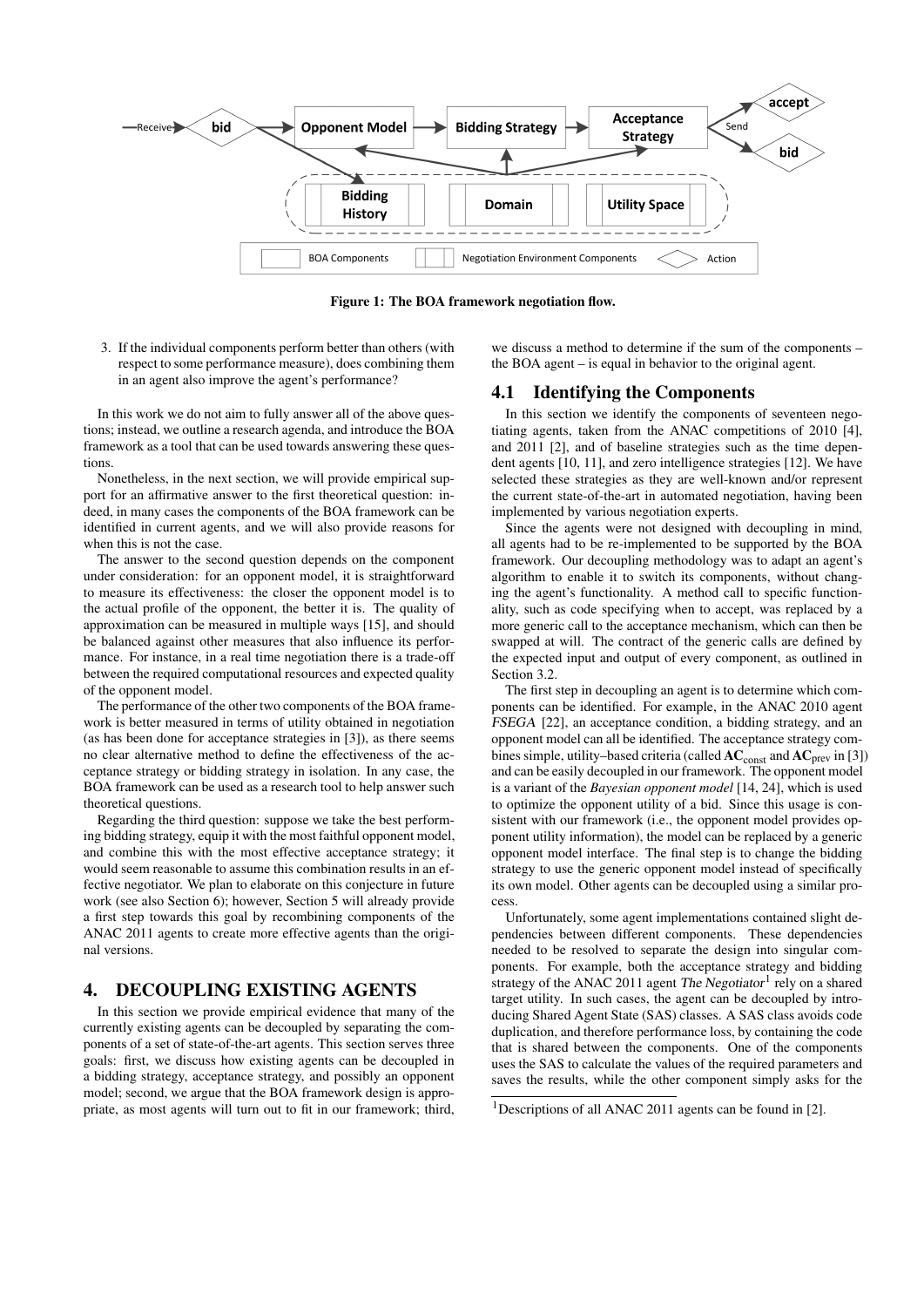Figure 1: The BOA framework negotiation flow.

3. If the individual components perform better than others (with respect to some performance measure), does combining them in an agent also improve the agent's performance?

In this work we do not aim to fully answer all of the above questions; instead, we outline a research agenda, and introduce the BOA framework as a tool that can be used towards answering these questions.

Nonetheless, in the next section, we will provide empirical support for an affirmative answer to the first theoretical question: indeed, in many cases the components of the BOA framework can be identified in current agents, and we will also provide reasons for when this is not the case.

The answer to the second question depends on the component under consideration: for an opponent model, it is straightforward to measure its effectiveness: the closer the opponent model is to the actual profile of the opponent, the better it is. The quality of approximation can be measured in multiple ways [15], and should be balanced against other measures that also influence its performance. For instance, in a real time negotiation there is a trade-off between the required computational resources and expected quality of the opponent model.

The performance of the other two components of the BOA framework is better measured in terms of utility obtained in negotiation (as has been done for acceptance strategies in [3]), as there seems no clear alternative method to define the effectiveness of the acceptance strategy or bidding strategy in isolation. In any case, the BOA framework can be used as a research tool to help answer such theoretical questions.

Regarding the third question: suppose we take the best performing bidding strategy, equip it with the most faithful opponent model, and combine this with the most effective acceptance strategy; it would seem reasonable to assume this combination results in an effective negotiator. We plan to elaborate on this conjecture in future work (see also Section 6); however, Section 5 will already provide a first step towards this goal by recombining components of the ANAC 2011 agents to create more effective agents than the original versions.

# 4. DECOUPLING EXISTING AGENTS

In this section we provide empirical evidence that many of the currently existing agents can be decoupled by separating the components of a set of state-of-the-art agents. This section serves three goals: first, we discuss how existing agents can be decoupled in a bidding strategy, acceptance strategy, and possibly an opponent model; second, we argue that the BOA framework design is appropriate, as most agents will turn out to fit in our framework; third, we discuss a method to determine if the sum of the components – the BOA agent – is equal in behavior to the original agent.

## 4.1 Identifying the Components

In this section we identify the components of seventeen negotiating agents, taken from the ANAC competitions of 2010 [4], and 2011 [2], and of baseline strategies such as the time dependent agents [10, 11], and zero intelligence strategies [12]. We have selected these strategies as they are well-known and/or represent the current state-of-the-art in automated negotiation, having been implemented by various negotiation experts.

Since the agents were not designed with decoupling in mind, all agents had to be re-implemented to be supported by the BOA framework. Our decoupling methodology was to adapt an agent's algorithm to enable it to switch its components, without changing the agent's functionality. A method call to specific functionality, such as code specifying when to accept, was replaced by a more generic call to the acceptance mechanism, which can then be swapped at will. The contract of the generic calls are defined by the expected input and output of every component, as outlined in Section 3.2.

The first step in decoupling an agent is to determine which components can be identified. For example, in the ANAC 2010 agent *FSEGA* [22], an acceptance condition, a bidding strategy, and an opponent model can all be identified. The acceptance strategy combines simple, utility–based criteria (called $\mathbf{AC}_{\text{const}}$ and $\mathbf{AC}_{\text{prev}}$ in [3]) and can be easily decoupled in our framework. The opponent model is a variant of the *Bayesian opponent model* [14, 24], which is used to optimize the opponent utility of a bid. Since this usage is consistent with our framework (i.e., the opponent model provides opponent utility information), the model can be replaced by a generic opponent model interface. The final step is to change the bidding strategy to use the generic opponent model instead of specifically its own model. Other agents can be decoupled using a similar process.

Unfortunately, some agent implementations contained slight dependencies between different components. These dependencies needed to be resolved to separate the design into singular components. For example, both the acceptance strategy and bidding strategy of the ANAC 2011 agent *The Negotiator*[1] rely on a shared target utility. In such cases, the agent can be decoupled by introducing Shared Agent State (SAS) classes. A SAS class avoids code duplication, and therefore performance loss, by containing the code that is shared between the components. One of the components uses the SAS to calculate the values of the required parameters and saves the results, while the other component simply asks for the

[1] Descriptions of all ANAC 2011 agents can be found in [2].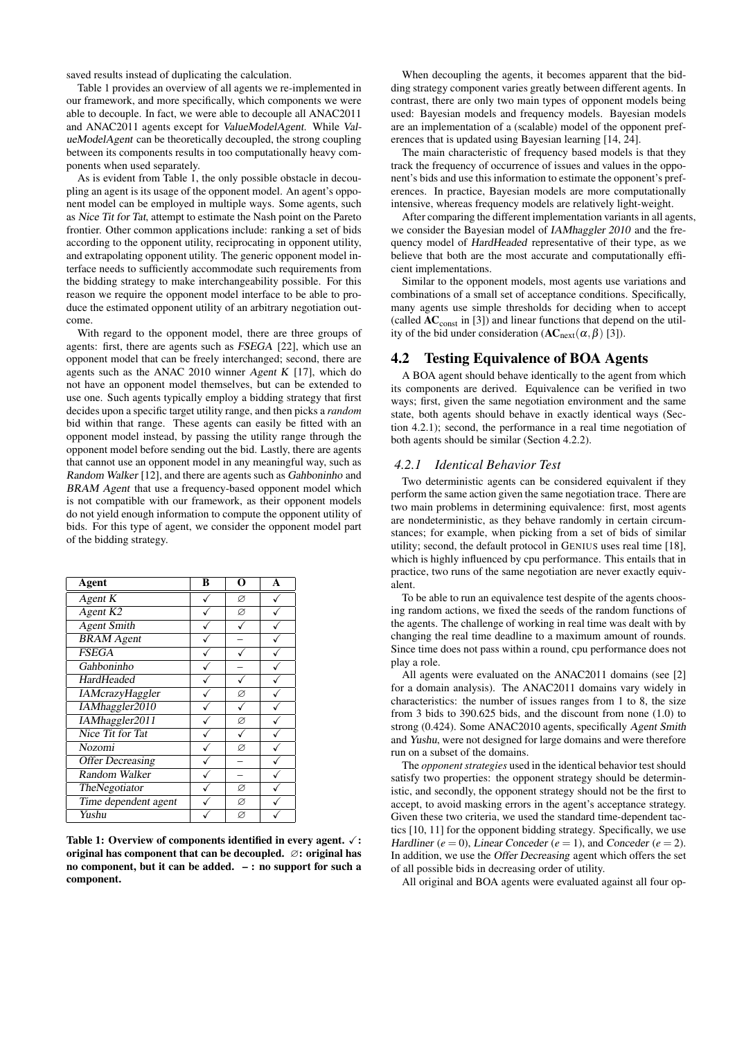saved results instead of duplicating the calculation.

Table 1 provides an overview of all agents we re-implemented in our framework, and more specifically, which components we were able to decouple. In fact, we were able to decouple all ANAC2011 and ANAC2011 agents except for *ValueModelAgent*. While *ValueModelAgent* can be theoretically decoupled, the strong coupling between its components results in too computationally heavy components when used separately.

As is evident from Table 1, the only possible obstacle in decoupling an agent is its usage of the opponent model. An agent's opponent model can be employed in multiple ways. Some agents, such as *Nice Tit for Tat*, attempt to estimate the Nash point on the Pareto frontier. Other common applications include: ranking a set of bids according to the opponent utility, reciprocating in opponent utility, and extrapolating opponent utility. The generic opponent model interface needs to sufficiently accommodate such requirements from the bidding strategy to make interchangeability possible. For this reason we require the opponent model interface to be able to produce the estimated opponent utility of an arbitrary negotiation outcome.

With regard to the opponent model, there are three groups of agents: first, there are agents such as *FSEGA* [22], which use an opponent model that can be freely interchanged; second, there are agents such as the ANAC 2010 winner *Agent K* [17], which do not have an opponent model themselves, but can be extended to use one. Such agents typically employ a bidding strategy that first decides upon a specific target utility range, and then picks a *random* bid within that range. These agents can easily be fitted with an opponent model instead, by passing the utility range through the opponent model before sending out the bid. Lastly, there are agents that cannot use an opponent model in any meaningful way, such as *Random Walker* [12], and there are agents such as *Gahboninho* and *BRAM Agent* that use a frequency-based opponent model which is not compatible with our framework, as their opponent models do not yield enough information to compute the opponent utility of bids. For this type of agent, we consider the opponent model part of the bidding strategy.

| Agent | B | O | A |
|---|---|---|---|
| *Agent K* | ✓ | ∅ | ✓ |
| *Agent K2* | ✓ | ∅ | ✓ |
| *Agent Smith* | ✓ | ✓ | ✓ |
| *BRAM Agent* | ✓ | – | ✓ |
| *FSEGA* | ✓ | ✓ | ✓ |
| *Gahboninho* | ✓ | – | ✓ |
| *HardHeaded* | ✓ | ✓ | ✓ |
| *IAMcrazyHaggler* | ✓ | ∅ | ✓ |
| *IAMhaggler2010* | ✓ | ✓ | ✓ |
| *IAMhaggler2011* | ✓ | ∅ | ✓ |
| *Nice Tit for Tat* | ✓ | ✓ | ✓ |
| *Nozomi* | ✓ | ∅ | ✓ |
| *Offer Decreasing* | ✓ | – | ✓ |
| *Random Walker* | ✓ | – | ✓ |
| *TheNegotiator* | ✓ | ∅ | ✓ |
| *Time dependent agent* | ✓ | ∅ | ✓ |
| *Yushu* | ✓ | ∅ | ✓ |

**Table 1: Overview of components identified in every agent. ✓: original has component that can be decoupled. ∅: original has no component, but it can be added. – : no support for such a component.**

When decoupling the agents, it becomes apparent that the bidding strategy component varies greatly between different agents. In contrast, there are only two main types of opponent models being used: Bayesian models and frequency models. Bayesian models are an implementation of a (scalable) model of the opponent preferences that is updated using Bayesian learning [14, 24].

The main characteristic of frequency based models is that they track the frequency of occurrence of issues and values in the opponent's bids and use this information to estimate the opponent's preferences. In practice, Bayesian models are more computationally intensive, whereas frequency models are relatively light-weight.

After comparing the different implementation variants in all agents, we consider the Bayesian model of *IAMhaggler 2010* and the frequency model of *HardHeaded* representative of their type, as we believe that both are the most accurate and computationally efficient implementations.

Similar to the opponent models, most agents use variations and combinations of a small set of acceptance conditions. Specifically, many agents use simple thresholds for deciding when to accept (called $\mathbf{AC}_{\text{const}}$ in [3]) and linear functions that depend on the utility of the bid under consideration ($\mathbf{AC}_{\text{next}}(\alpha, \beta)$ [3]).

## 4.2 Testing Equivalence of BOA Agents

A BOA agent should behave identically to the agent from which its components are derived. Equivalence can be verified in two ways; first, given the same negotiation environment and the same state, both agents should behave in exactly identical ways (Section 4.2.1); second, the performance in a real time negotiation of both agents should be similar (Section 4.2.2).

### 4.2.1 Identical Behavior Test

Two deterministic agents can be considered equivalent if they perform the same action given the same negotiation trace. There are two main problems in determining equivalence: first, most agents are nondeterministic, as they behave randomly in certain circumstances; for example, when picking from a set of bids of similar utility; second, the default protocol in GENIUS uses real time [18], which is highly influenced by cpu performance. This entails that in practice, two runs of the same negotiation are never exactly equivalent.

To be able to run an equivalence test despite of the agents choosing random actions, we fixed the seeds of the random functions of the agents. The challenge of working in real time was dealt with by changing the real time deadline to a maximum amount of rounds. Since time does not pass within a round, cpu performance does not play a role.

All agents were evaluated on the ANAC2011 domains (see [2] for a domain analysis). The ANAC2011 domains vary widely in characteristics: the number of issues ranges from 1 to 8, the size from 3 bids to 390.625 bids, and the discount from none (1.0) to strong (0.424). Some ANAC2010 agents, specifically *Agent Smith* and *Yushu*, were not designed for large domains and were therefore run on a subset of the domains.

The *opponent strategies* used in the identical behavior test should satisfy two properties: the opponent strategy should be deterministic, and secondly, the opponent strategy should not be the first to accept, to avoid masking errors in the agent's acceptance strategy. Given these two criteria, we used the standard time-dependent tactics [10, 11] for the opponent bidding strategy. Specifically, we use *Hardliner* ($e = 0$), *Linear Conceder* ($e = 1$), and *Conceder* ($e = 2$). In addition, we use the *Offer Decreasing* agent which offers the set of all possible bids in decreasing order of utility.

All original and BOA agents were evaluated against all four op-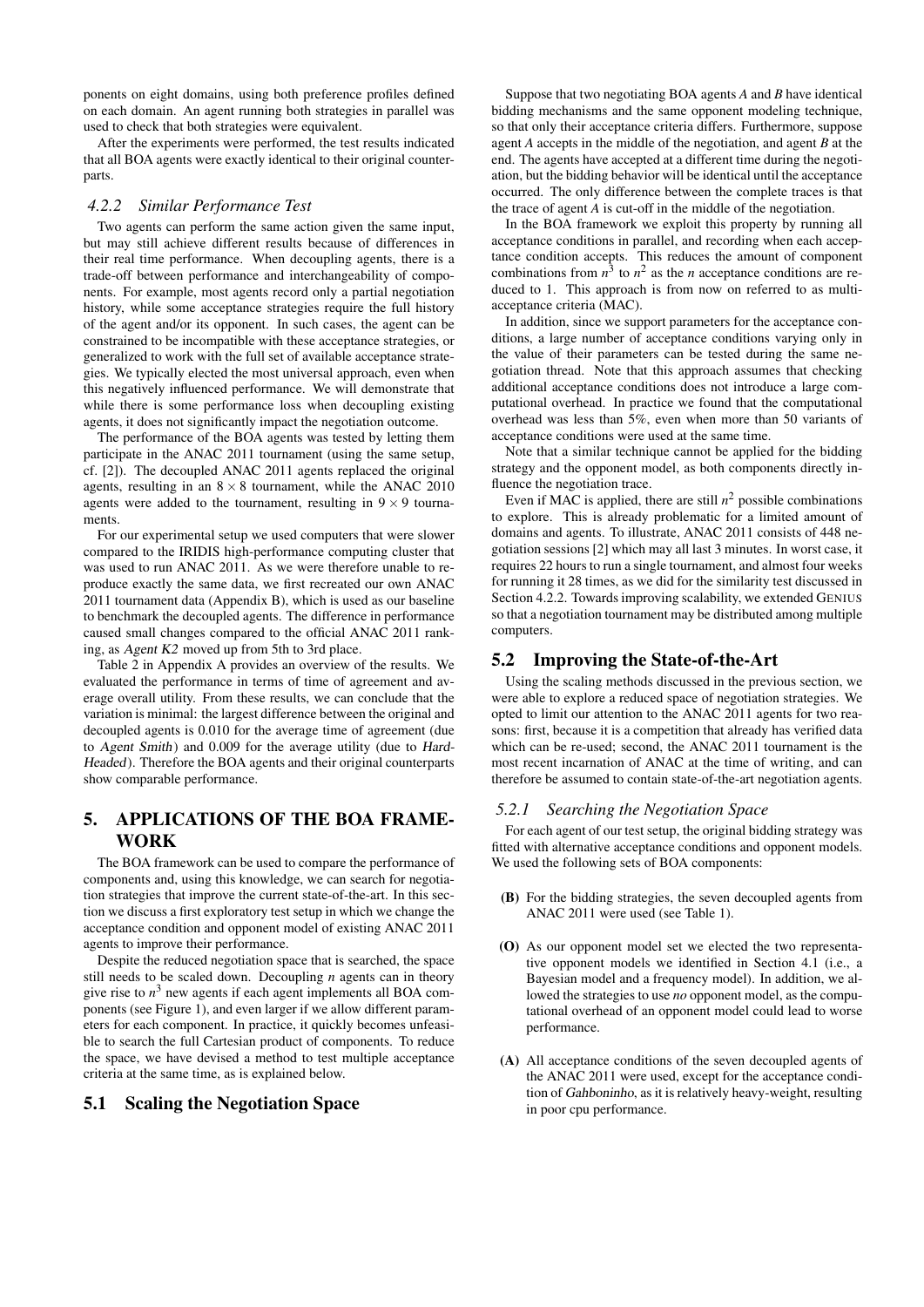ponents on eight domains, using both preference profiles defined on each domain. An agent running both strategies in parallel was used to check that both strategies were equivalent.

After the experiments were performed, the test results indicated that all BOA agents were exactly identical to their original counterparts.

### 4.2.2 Similar Performance Test

Two agents can perform the same action given the same input, but may still achieve different results because of differences in their real time performance. When decoupling agents, there is a trade-off between performance and interchangeability of components. For example, most agents record only a partial negotiation history, while some acceptance strategies require the full history of the agent and/or its opponent. In such cases, the agent can be constrained to be incompatible with these acceptance strategies, or generalized to work with the full set of available acceptance strategies. We typically elected the most universal approach, even when this negatively influenced performance. We will demonstrate that while there is some performance loss when decoupling existing agents, it does not significantly impact the negotiation outcome.

The performance of the BOA agents was tested by letting them participate in the ANAC 2011 tournament (using the same setup, cf. [2]). The decoupled ANAC 2011 agents replaced the original agents, resulting in an $8 \times 8$ tournament, while the ANAC 2010 agents were added to the tournament, resulting in $9 \times 9$ tournaments.

For our experimental setup we used computers that were slower compared to the IRIDIS high-performance computing cluster that was used to run ANAC 2011. As we were therefore unable to reproduce exactly the same data, we first recreated our own ANAC 2011 tournament data (Appendix B), which is used as our baseline to benchmark the decoupled agents. The difference in performance caused small changes compared to the official ANAC 2011 ranking, as *Agent K2* moved up from 5th to 3rd place.

Table 2 in Appendix A provides an overview of the results. We evaluated the performance in terms of time of agreement and average overall utility. From these results, we can conclude that the variation is minimal: the largest difference between the original and decoupled agents is 0.010 for the average time of agreement (due to *Agent Smith*) and 0.009 for the average utility (due to *Hard-Headed*). Therefore the BOA agents and their original counterparts show comparable performance.

## 5. APPLICATIONS OF THE BOA FRAMEWORK

The BOA framework can be used to compare the performance of components and, using this knowledge, we can search for negotiation strategies that improve the current state-of-the-art. In this section we discuss a first exploratory test setup in which we change the acceptance condition and opponent model of existing ANAC 2011 agents to improve their performance.

Despite the reduced negotiation space that is searched, the space still needs to be scaled down. Decoupling $n$ agents can in theory give rise to $n^3$ new agents if each agent implements all BOA components (see Figure 1), and even larger if we allow different parameters for each component. In practice, it quickly becomes unfeasible to search the full Cartesian product of components. To reduce the space, we have devised a method to test multiple acceptance criteria at the same time, as is explained below.

### 5.1 Scaling the Negotiation Space

Suppose that two negotiating BOA agents $A$ and $B$ have identical bidding mechanisms and the same opponent modeling technique, so that only their acceptance criteria differs. Furthermore, suppose agent $A$ accepts in the middle of the negotiation, and agent $B$ at the end. The agents have accepted at a different time during the negotiation, but the bidding behavior will be identical until the acceptance occurred. The only difference between the complete traces is that the trace of agent $A$ is cut-off in the middle of the negotiation.

In the BOA framework we exploit this property by running all acceptance conditions in parallel, and recording when each acceptance condition accepts. This reduces the amount of component combinations from $n^3$ to $n^2$ as the $n$ acceptance conditions are reduced to 1. This approach is from now on referred to as multi-acceptance criteria (MAC).

In addition, since we support parameters for the acceptance conditions, a large number of acceptance conditions varying only in the value of their parameters can be tested during the same negotiation thread. Note that this approach assumes that checking additional acceptance conditions does not introduce a large computational overhead. In practice we found that the computational overhead was less than 5%, even when more than 50 variants of acceptance conditions were used at the same time.

Note that a similar technique cannot be applied for the bidding strategy and the opponent model, as both components directly influence the negotiation trace.

Even if MAC is applied, there are still $n^2$ possible combinations to explore. This is already problematic for a limited amount of domains and agents. To illustrate, ANAC 2011 consists of 448 negotiation sessions [2] which may all last 3 minutes. In worst case, it requires 22 hours to run a single tournament, and almost four weeks for running it 28 times, as we did for the similarity test discussed in Section 4.2.2. Towards improving scalability, we extended GENIUS so that a negotiation tournament may be distributed among multiple computers.

### 5.2 Improving the State-of-the-Art

Using the scaling methods discussed in the previous section, we were able to explore a reduced space of negotiation strategies. We opted to limit our attention to the ANAC 2011 agents for two reasons: first, because it is a competition that already has verified data which can be re-used; second, the ANAC 2011 tournament is the most recent incarnation of ANAC at the time of writing, and can therefore be assumed to contain state-of-the-art negotiation agents.

#### 5.2.1 Searching the Negotiation Space

For each agent of our test setup, the original bidding strategy was fitted with alternative acceptance conditions and opponent models. We used the following sets of BOA components:

- **(B)** For the bidding strategies, the seven decoupled agents from ANAC 2011 were used (see Table 1).
- **(O)** As our opponent model set we elected the two representative opponent models we identified in Section 4.1 (i.e., a Bayesian model and a frequency model). In addition, we allowed the strategies to use *no* opponent model, as the computational overhead of an opponent model could lead to worse performance.
- **(A)** All acceptance conditions of the seven decoupled agents of the ANAC 2011 were used, except for the acceptance condition of *Gahboninho*, as it is relatively heavy-weight, resulting in poor cpu performance.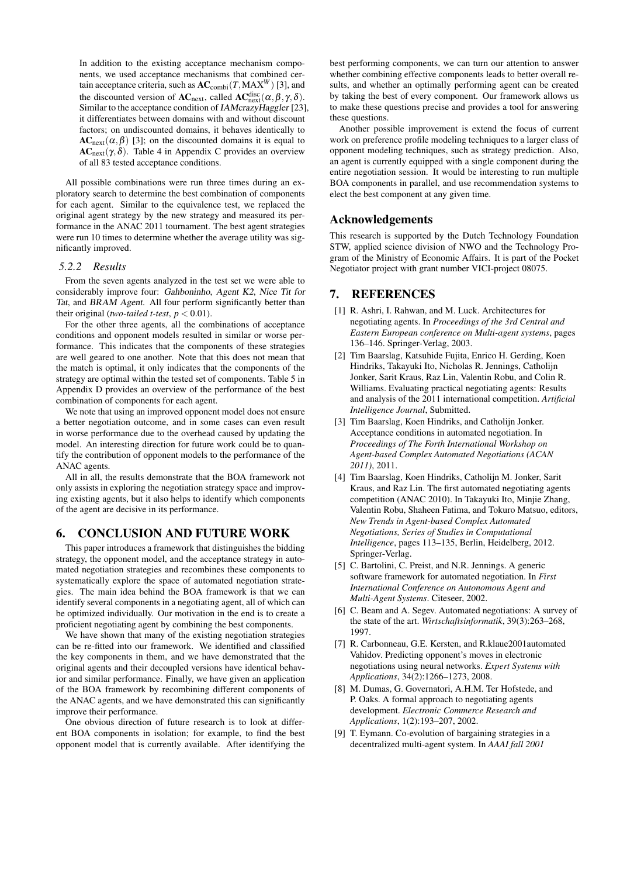In addition to the existing acceptance mechanism components, we used acceptance mechanisms that combined certain acceptance criteria, such as $\mathbf{AC}_{\text{combi}}(T, \text{MAX}^W)$ [3], and the discounted version of $\mathbf{AC}_{\text{next}}$, called $\mathbf{AC}^{\text{disc}}_{\text{next}}(\alpha, \beta, \gamma, \delta)$. Similar to the acceptance condition of *IAMcrazyHaggler* [23], it differentiates between domains with and without discount factors; on undiscounted domains, it behaves identically to $\mathbf{AC}_{\text{next}}(\alpha, \beta)$ [3]; on the discounted domains it is equal to $\mathbf{AC}_{\text{next}}(\gamma, \delta)$. Table 4 in Appendix C provides an overview of all 83 tested acceptance conditions.

All possible combinations were run three times during an exploratory search to determine the best combination of components for each agent. Similar to the equivalence test, we replaced the original agent strategy by the new strategy and measured its performance in the ANAC 2011 tournament. The best agent strategies were run 10 times to determine whether the average utility was significantly improved.

### 5.2.2 Results

From the seven agents analyzed in the test set we were able to considerably improve four: *Gahboninho*, *Agent K2*, *Nice Tit for Tat*, and *BRAM Agent*. All four perform significantly better than their original (*two-tailed t-test*, $p < 0.01$).

For the other three agents, all the combinations of acceptance conditions and opponent models resulted in similar or worse performance. This indicates that the components of these strategies are well geared to one another. Note that this does not mean that the match is optimal, it only indicates that the components of the strategy are optimal within the tested set of components. Table 5 in Appendix D provides an overview of the performance of the best combination of components for each agent.

We note that using an improved opponent model does not ensure a better negotiation outcome, and in some cases can even result in worse performance due to the overhead caused by updating the model. An interesting direction for future work could be to quantify the contribution of opponent models to the performance of the ANAC agents.

All in all, the results demonstrate that the BOA framework not only assists in exploring the negotiation strategy space and improving existing agents, but it also helps to identify which components of the agent are decisive in its performance.

## 6. CONCLUSION AND FUTURE WORK

This paper introduces a framework that distinguishes the bidding strategy, the opponent model, and the acceptance strategy in automated negotiation strategies and recombines these components to systematically explore the space of automated negotiation strategies. The main idea behind the BOA framework is that we can identify several components in a negotiating agent, all of which can be optimized individually. Our motivation in the end is to create a proficient negotiating agent by combining the best components.

We have shown that many of the existing negotiation strategies can be re-fitted into our framework. We identified and classified the key components in them, and we have demonstrated that the original agents and their decoupled versions have identical behavior and similar performance. Finally, we have given an application of the BOA framework by recombining different components of the ANAC agents, and we have demonstrated this can significantly improve their performance.

One obvious direction of future research is to look at different BOA components in isolation; for example, to find the best opponent model that is currently available. After identifying the best performing components, we can turn our attention to answer whether combining effective components leads to better overall results, and whether an optimally performing agent can be created by taking the best of every component. Our framework allows us to make these questions precise and provides a tool for answering these questions.

Another possible improvement is extend the focus of current work on preference profile modeling techniques to a larger class of opponent modeling techniques, such as strategy prediction. Also, an agent is currently equipped with a single component during the entire negotiation session. It would be interesting to run multiple BOA components in parallel, and use recommendation systems to elect the best component at any given time.

## Acknowledgements

This research is supported by the Dutch Technology Foundation STW, applied science division of NWO and the Technology Program of the Ministry of Economic Affairs. It is part of the Pocket Negotiator project with grant number VICI-project 08075.

## 7. REFERENCES

[1] R. Ashri, I. Rahwan, and M. Luck. Architectures for negotiating agents. In *Proceedings of the 3rd Central and Eastern European conference on Multi-agent systems*, pages 136–146. Springer-Verlag, 2003.

[2] Tim Baarslag, Katsuhide Fujita, Enrico H. Gerding, Koen Hindriks, Takayuki Ito, Nicholas R. Jennings, Catholijn Jonker, Sarit Kraus, Raz Lin, Valentin Robu, and Colin R. Williams. Evaluating practical negotiating agents: Results and analysis of the 2011 international competition. *Artificial Intelligence Journal*, Submitted.

[3] Tim Baarslag, Koen Hindriks, and Catholijn Jonker. Acceptance conditions in automated negotiation. In *Proceedings of The Forth International Workshop on Agent-based Complex Automated Negotiations (ACAN 2011)*, 2011.

[4] Tim Baarslag, Koen Hindriks, Catholijn M. Jonker, Sarit Kraus, and Raz Lin. The first automated negotiating agents competition (ANAC 2010). In Takayuki Ito, Minjie Zhang, Valentin Robu, Shaheen Fatima, and Tokuro Matsuo, editors, *New Trends in Agent-based Complex Automated Negotiations, Series of Studies in Computational Intelligence*, pages 113–135, Berlin, Heidelberg, 2012. Springer-Verlag.

[5] C. Bartolini, C. Preist, and N.R. Jennings. A generic software framework for automated negotiation. In *First International Conference on Autonomous Agent and Multi-Agent Systems*. Citeseer, 2002.

[6] C. Beam and A. Segev. Automated negotiations: A survey of the state of the art. *Wirtschaftsinformatik*, 39(3):263–268, 1997.

[7] R. Carbonneau, G.E. Kersten, and R.klaue2001automated Vahidov. Predicting opponent's moves in electronic negotiations using neural networks. *Expert Systems with Applications*, 34(2):1266–1273, 2008.

[8] M. Dumas, G. Governatori, A.H.M. Ter Hofstede, and P. Oaks. A formal approach to negotiating agents development. *Electronic Commerce Research and Applications*, 1(2):193–207, 2002.

[9] T. Eymann. Co-evolution of bargaining strategies in a decentralized multi-agent system. In *AAAI fall 2001*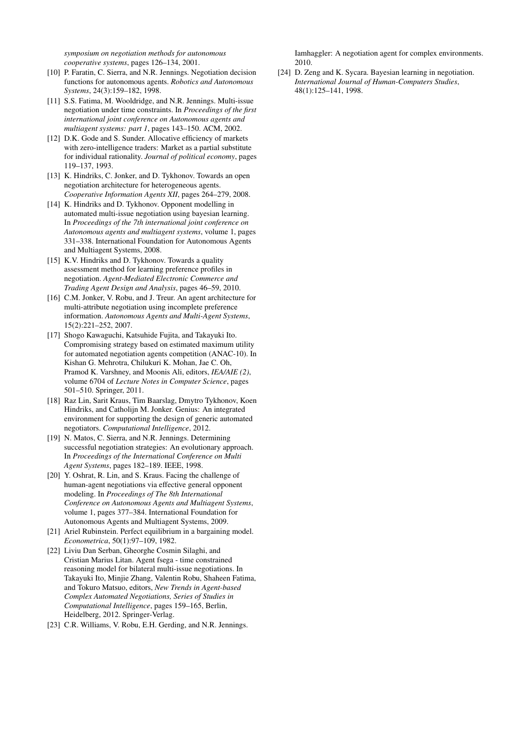*symposium on negotiation methods for autonomous cooperative systems*, pages 126–134, 2001.

[10] P. Faratin, C. Sierra, and N.R. Jennings. Negotiation decision functions for autonomous agents. *Robotics and Autonomous Systems*, 24(3):159–182, 1998.

[11] S.S. Fatima, M. Wooldridge, and N.R. Jennings. Multi-issue negotiation under time constraints. In *Proceedings of the first international joint conference on Autonomous agents and multiagent systems: part 1*, pages 143–150. ACM, 2002.

[12] D.K. Gode and S. Sunder. Allocative efficiency of markets with zero-intelligence traders: Market as a partial substitute for individual rationality. *Journal of political economy*, pages 119–137, 1993.

[13] K. Hindriks, C. Jonker, and D. Tykhonov. Towards an open negotiation architecture for heterogeneous agents. *Cooperative Information Agents XII*, pages 264–279, 2008.

[14] K. Hindriks and D. Tykhonov. Opponent modelling in automated multi-issue negotiation using bayesian learning. In *Proceedings of the 7th international joint conference on Autonomous agents and multiagent systems*, volume 1, pages 331–338. International Foundation for Autonomous Agents and Multiagent Systems, 2008.

[15] K.V. Hindriks and D. Tykhonov. Towards a quality assessment method for learning preference profiles in negotiation. *Agent-Mediated Electronic Commerce and Trading Agent Design and Analysis*, pages 46–59, 2010.

[16] C.M. Jonker, V. Robu, and J. Treur. An agent architecture for multi-attribute negotiation using incomplete preference information. *Autonomous Agents and Multi-Agent Systems*, 15(2):221–252, 2007.

[17] Shogo Kawaguchi, Katsuhide Fujita, and Takayuki Ito. Compromising strategy based on estimated maximum utility for automated negotiation agents competition (ANAC-10). In Kishan G. Mehrotra, Chilukuri K. Mohan, Jae C. Oh, Pramod K. Varshney, and Moonis Ali, editors, *IEA/AIE (2)*, volume 6704 of *Lecture Notes in Computer Science*, pages 501–510. Springer, 2011.

[18] Raz Lin, Sarit Kraus, Tim Baarslag, Dmytro Tykhonov, Koen Hindriks, and Catholijn M. Jonker. Genius: An integrated environment for supporting the design of generic automated negotiators. *Computational Intelligence*, 2012.

[19] N. Matos, C. Sierra, and N.R. Jennings. Determining successful negotiation strategies: An evolutionary approach. In *Proceedings of the International Conference on Multi Agent Systems*, pages 182–189. IEEE, 1998.

[20] Y. Oshrat, R. Lin, and S. Kraus. Facing the challenge of human-agent negotiations via effective general opponent modeling. In *Proceedings of The 8th International Conference on Autonomous Agents and Multiagent Systems*, volume 1, pages 377–384. International Foundation for Autonomous Agents and Multiagent Systems, 2009.

[21] Ariel Rubinstein. Perfect equilibrium in a bargaining model. *Econometrica*, 50(1):97–109, 1982.

[22] Liviu Dan Serban, Gheorghe Cosmin Silaghi, and Cristian Marius Litan. Agent fsega - time constrained reasoning model for bilateral multi-issue negotiations. In Takayuki Ito, Minjie Zhang, Valentin Robu, Shaheen Fatima, and Tokuro Matsuo, editors, *New Trends in Agent-based Complex Automated Negotiations, Series of Studies in Computational Intelligence*, pages 159–165, Berlin, Heidelberg, 2012. Springer-Verlag.

[23] C.R. Williams, V. Robu, E.H. Gerding, and N.R. Jennings. Iamhaggler: A negotiation agent for complex environments. 2010.

[24] D. Zeng and K. Sycara. Bayesian learning in negotiation. *International Journal of Human-Computers Studies*, 48(1):125–141, 1998.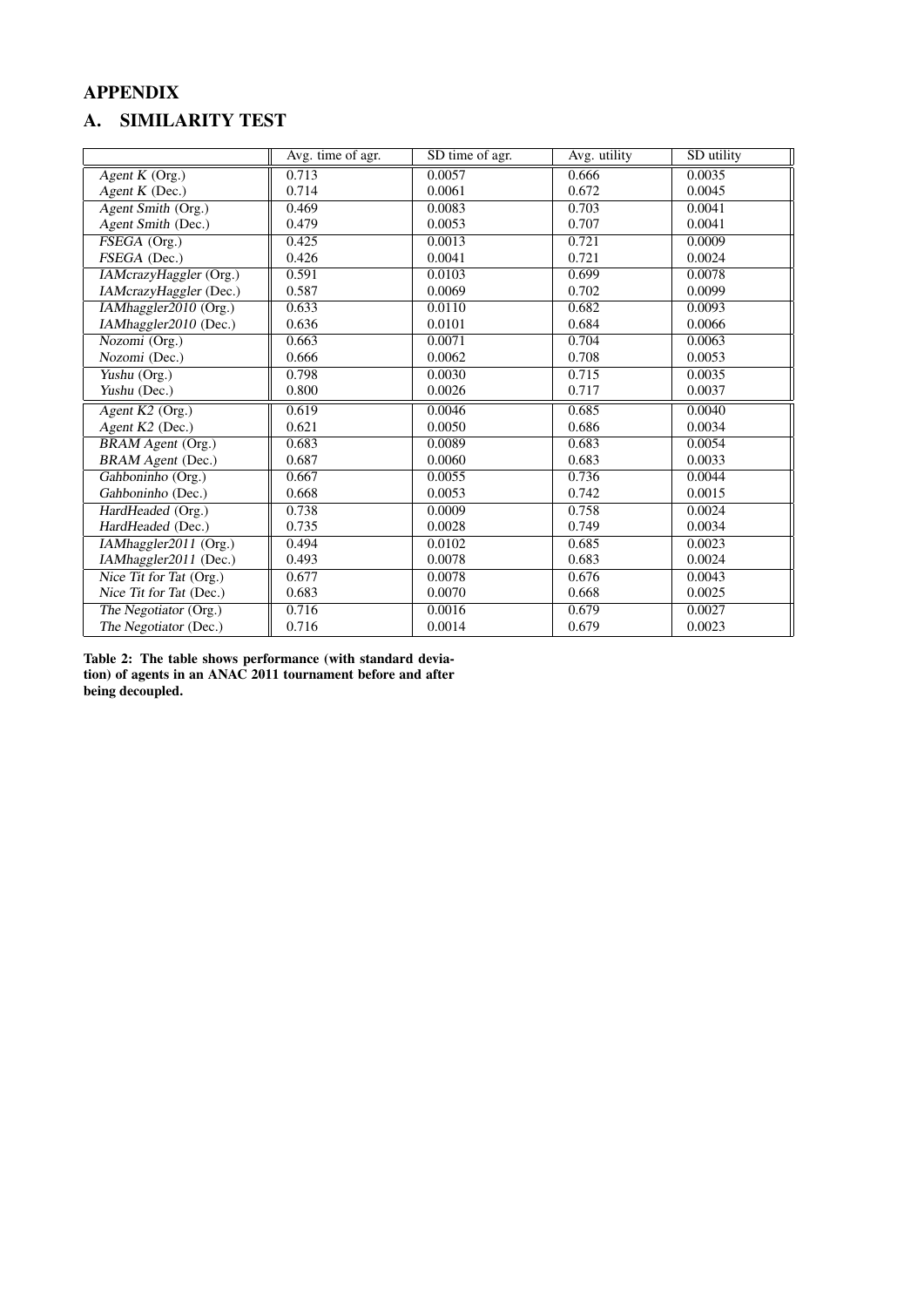# APPENDIX

## A. SIMILARITY TEST

| | Avg. time of agr. | SD time of agr. | Avg. utility | SD utility |
|---|---|---|---|---|
| *Agent K* (Org.) | 0.713 | 0.0057 | 0.666 | 0.0035 |
| *Agent K* (Dec.) | 0.714 | 0.0061 | 0.672 | 0.0045 |
| *Agent Smith* (Org.) | 0.469 | 0.0083 | 0.703 | 0.0041 |
| *Agent Smith* (Dec.) | 0.479 | 0.0053 | 0.707 | 0.0041 |
| *FSEGA* (Org.) | 0.425 | 0.0013 | 0.721 | 0.0009 |
| *FSEGA* (Dec.) | 0.426 | 0.0041 | 0.721 | 0.0024 |
| *IAMcrazyHaggler* (Org.) | 0.591 | 0.0103 | 0.699 | 0.0078 |
| *IAMcrazyHaggler* (Dec.) | 0.587 | 0.0069 | 0.702 | 0.0099 |
| *IAMhaggler2010* (Org.) | 0.633 | 0.0110 | 0.682 | 0.0093 |
| *IAMhaggler2010* (Dec.) | 0.636 | 0.0101 | 0.684 | 0.0066 |
| *Nozomi* (Org.) | 0.663 | 0.0071 | 0.704 | 0.0063 |
| *Nozomi* (Dec.) | 0.666 | 0.0062 | 0.708 | 0.0053 |
| *Yushu* (Org.) | 0.798 | 0.0030 | 0.715 | 0.0035 |
| *Yushu* (Dec.) | 0.800 | 0.0026 | 0.717 | 0.0037 |
| *Agent K2* (Org.) | 0.619 | 0.0046 | 0.685 | 0.0040 |
| *Agent K2* (Dec.) | 0.621 | 0.0050 | 0.686 | 0.0034 |
| *BRAM Agent* (Org.) | 0.683 | 0.0089 | 0.683 | 0.0054 |
| *BRAM Agent* (Dec.) | 0.687 | 0.0060 | 0.683 | 0.0033 |
| *Gahboninho* (Org.) | 0.667 | 0.0055 | 0.736 | 0.0044 |
| *Gahboninho* (Dec.) | 0.668 | 0.0053 | 0.742 | 0.0015 |
| *HardHeaded* (Org.) | 0.738 | 0.0009 | 0.758 | 0.0024 |
| *HardHeaded* (Dec.) | 0.735 | 0.0028 | 0.749 | 0.0034 |
| *IAMhaggler2011* (Org.) | 0.494 | 0.0102 | 0.685 | 0.0023 |
| *IAMhaggler2011* (Dec.) | 0.493 | 0.0078 | 0.683 | 0.0024 |
| *Nice Tit for Tat* (Org.) | 0.677 | 0.0078 | 0.676 | 0.0043 |
| *Nice Tit for Tat* (Dec.) | 0.683 | 0.0070 | 0.668 | 0.0025 |
| *The Negotiator* (Org.) | 0.716 | 0.0016 | 0.679 | 0.0027 |
| *The Negotiator* (Dec.) | 0.716 | 0.0014 | 0.679 | 0.0023 |

**Table 2: The table shows performance (with standard deviation) of agents in an ANAC 2011 tournament before and after being decoupled.**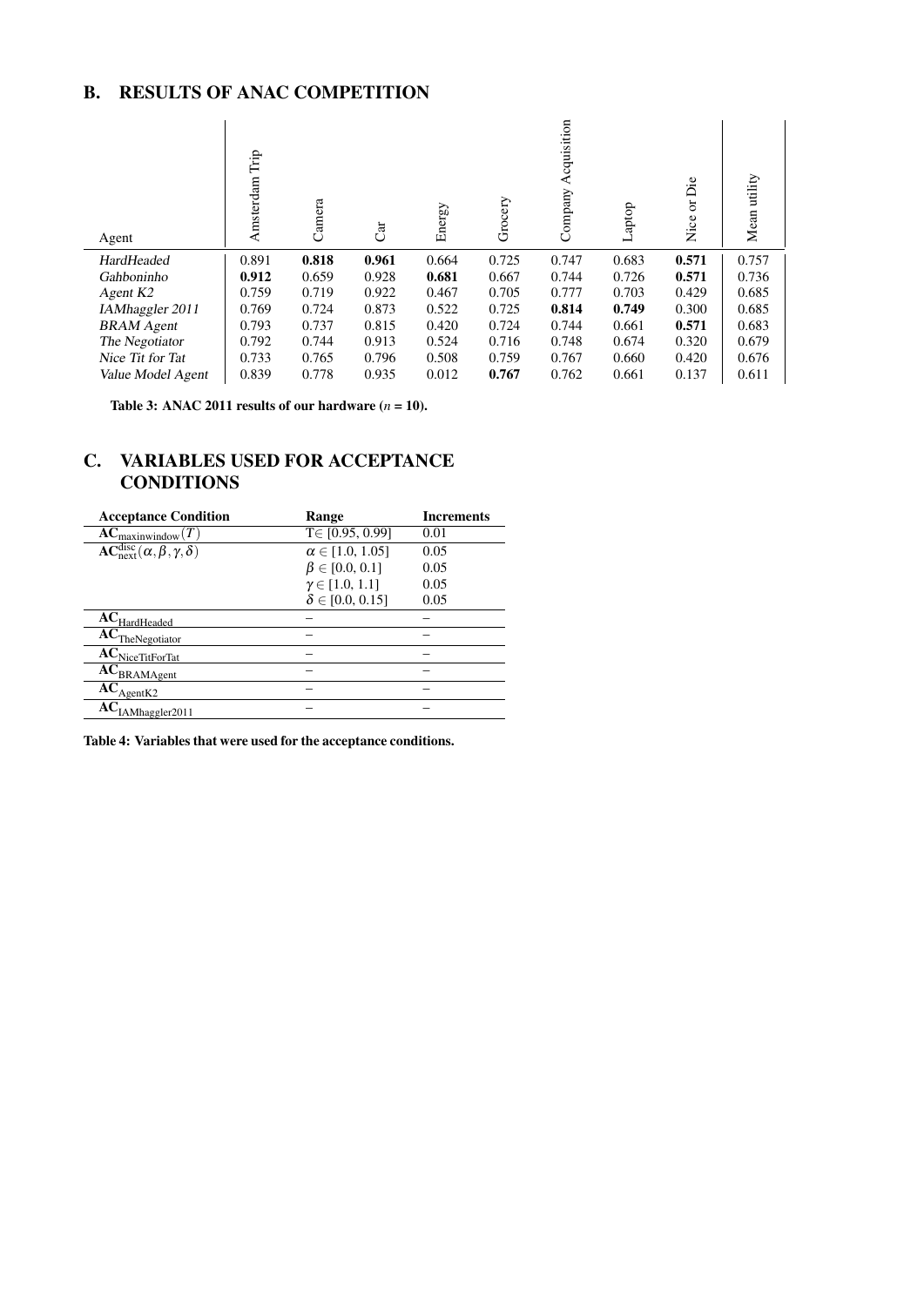## B. RESULTS OF ANAC COMPETITION

| Agent | Amsterdam Trip | Camera | Car | Energy | Grocery | Company Acquisition | Laptop | Nice or Die | Mean utility |
|---|---|---|---|---|---|---|---|---|---|
| *HardHeaded* | 0.891 | **0.818** | **0.961** | 0.664 | 0.725 | 0.747 | 0.683 | **0.571** | 0.757 |
| *Gahboninho* | **0.912** | 0.659 | 0.928 | **0.681** | 0.667 | 0.744 | 0.726 | **0.571** | 0.736 |
| *Agent K2* | 0.759 | 0.719 | 0.922 | 0.467 | 0.705 | 0.777 | 0.703 | 0.429 | 0.685 |
| *IAMhaggler 2011* | 0.769 | 0.724 | 0.873 | 0.522 | 0.725 | **0.814** | **0.749** | 0.300 | 0.685 |
| *BRAM Agent* | 0.793 | 0.737 | 0.815 | 0.420 | 0.724 | 0.744 | 0.661 | **0.571** | 0.683 |
| *The Negotiator* | 0.792 | 0.744 | 0.913 | 0.524 | 0.716 | 0.748 | 0.674 | 0.320 | 0.679 |
| *Nice Tit for Tat* | 0.733 | 0.765 | 0.796 | 0.508 | 0.759 | 0.767 | 0.660 | 0.420 | 0.676 |
| *Value Model Agent* | 0.839 | 0.778 | 0.935 | 0.012 | **0.767** | 0.762 | 0.661 | 0.137 | 0.611 |

**Table 3: ANAC 2011 results of our hardware ($n$ = 10).**

## C. VARIABLES USED FOR ACCEPTANCE CONDITIONS

| Acceptance Condition | Range | Increments |
|---|---|---|
| $\mathbf{AC}_{\text{maxinwindow}}(T)$ | T$\in$ [0.95, 0.99] | 0.01 |
| $\mathbf{AC}_{\text{next}}^{\text{disc}}(\alpha, \beta, \gamma, \delta)$ | $\alpha \in$ [1.0, 1.05] | 0.05 |
| | $\beta \in$ [0.0, 0.1] | 0.05 |
| | $\gamma \in$ [1.0, 1.1] | 0.05 |
| | $\delta \in$ [0.0, 0.15] | 0.05 |
| $\mathbf{AC}_{\text{HardHeaded}}$ | – | – |
| $\mathbf{AC}_{\text{TheNegotiator}}$ | – | – |
| $\mathbf{AC}_{\text{NiceTitForTat}}$ | – | – |
| $\mathbf{AC}_{\text{BRAMAgent}}$ | – | – |
| $\mathbf{AC}_{\text{AgentK2}}$ | – | – |
| $\mathbf{AC}_{\text{IAMhaggler2011}}$ | – | – |

**Table 4: Variables that were used for the acceptance conditions.**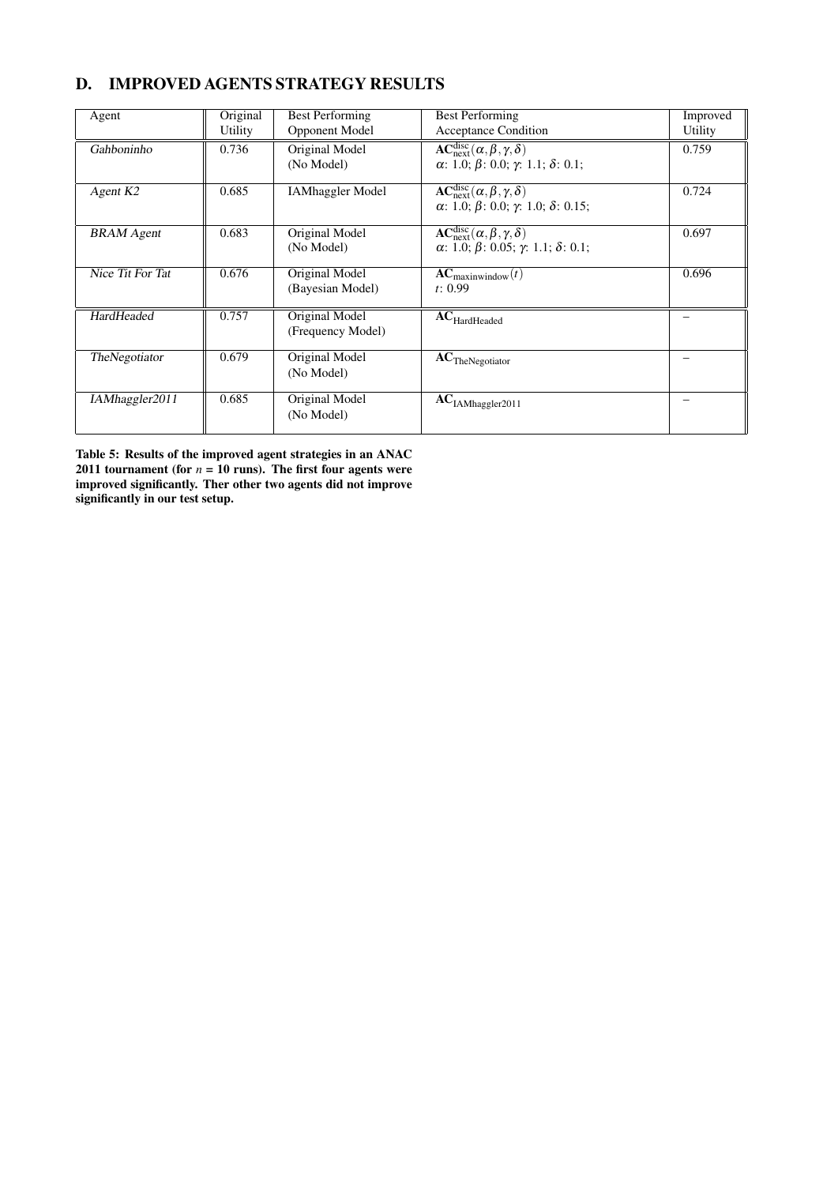## D. IMPROVED AGENTS STRATEGY RESULTS

| Agent | Original Utility | Best Performing Opponent Model | Best Performing Acceptance Condition | Improved Utility |
|---|---|---|---|---|
| *Gahboninho* | 0.736 | Original Model (No Model) | $\mathbf{AC}_{\text{next}}^{\text{disc}}(\alpha, \beta, \gamma, \delta)$ $\alpha$: 1.0; $\beta$: 0.0; $\gamma$: 1.1; $\delta$: 0.1; | 0.759 |
| *Agent K2* | 0.685 | IAMhaggler Model | $\mathbf{AC}_{\text{next}}^{\text{disc}}(\alpha, \beta, \gamma, \delta)$ $\alpha$: 1.0; $\beta$: 0.0; $\gamma$: 1.0; $\delta$: 0.15; | 0.724 |
| *BRAM Agent* | 0.683 | Original Model (No Model) | $\mathbf{AC}_{\text{next}}^{\text{disc}}(\alpha, \beta, \gamma, \delta)$ $\alpha$: 1.0; $\beta$: 0.05; $\gamma$: 1.1; $\delta$: 0.1; | 0.697 |
| *Nice Tit For Tat* | 0.676 | Original Model (Bayesian Model) | $\mathbf{AC}_{\text{maxinwindow}}(t)$ $t$: 0.99 | 0.696 |
| *HardHeaded* | 0.757 | Original Model (Frequency Model) | $\mathbf{AC}_{\text{HardHeaded}}$ | – |
| *TheNegotiator* | 0.679 | Original Model (No Model) | $\mathbf{AC}_{\text{TheNegotiator}}$ | – |
| *IAMhaggler2011* | 0.685 | Original Model (No Model) | $\mathbf{AC}_{\text{IAMhaggler2011}}$ | – |

**Table 5: Results of the improved agent strategies in an ANAC 2011 tournament (for $n$ = 10 runs). The first four agents were improved significantly. Ther other two agents did not improve significantly in our test setup.**